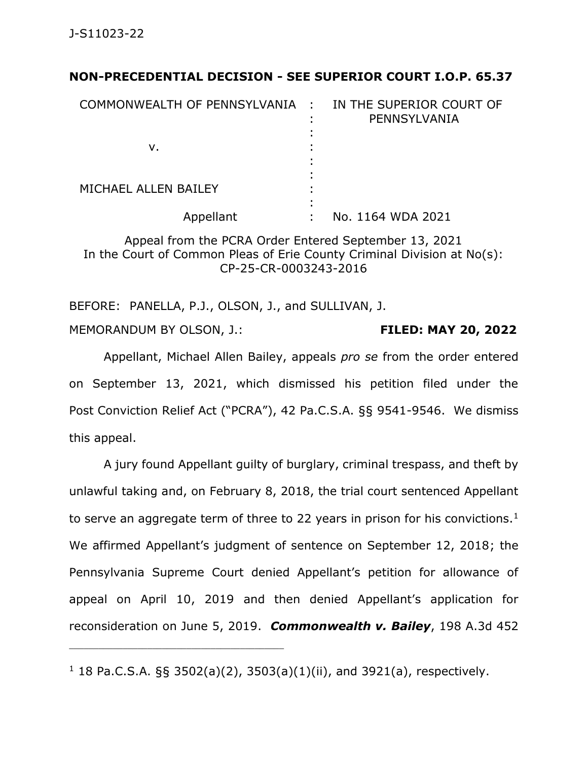J-S11023-22

**NON-PRECEDENTIAL DECISION - SEE SUPERIOR COURT I.O.P. 65.37**

| | | |
|---|---|---|
| COMMONWEALTH OF PENNSYLVANIA | : | IN THE SUPERIOR COURT OF PENNSYLVANIA |
| v. | : | |
| MICHAEL ALLEN BAILEY | : | |
| Appellant | : | No. 1164 WDA 2021 |

Appeal from the PCRA Order Entered September 13, 2021
In the Court of Common Pleas of Erie County Criminal Division at No(s): CP-25-CR-0003243-2016

BEFORE: PANELLA, P.J., OLSON, J., and SULLIVAN, J.

MEMORANDUM BY OLSON, J.: **FILED: MAY 20, 2022**

Appellant, Michael Allen Bailey, appeals *pro se* from the order entered on September 13, 2021, which dismissed his petition filed under the Post Conviction Relief Act ("PCRA"), 42 Pa.C.S.A. §§ 9541-9546. We dismiss this appeal.

A jury found Appellant guilty of burglary, criminal trespass, and theft by unlawful taking and, on February 8, 2018, the trial court sentenced Appellant to serve an aggregate term of three to 22 years in prison for his convictions.[1] We affirmed Appellant's judgment of sentence on September 12, 2018; the Pennsylvania Supreme Court denied Appellant's petition for allowance of appeal on April 10, 2019 and then denied Appellant's application for reconsideration on June 5, 2019. ***Commonwealth v. Bailey***, 198 A.3d 452

---

[1] 18 Pa.C.S.A. §§ 3502(a)(2), 3503(a)(1)(ii), and 3921(a), respectively.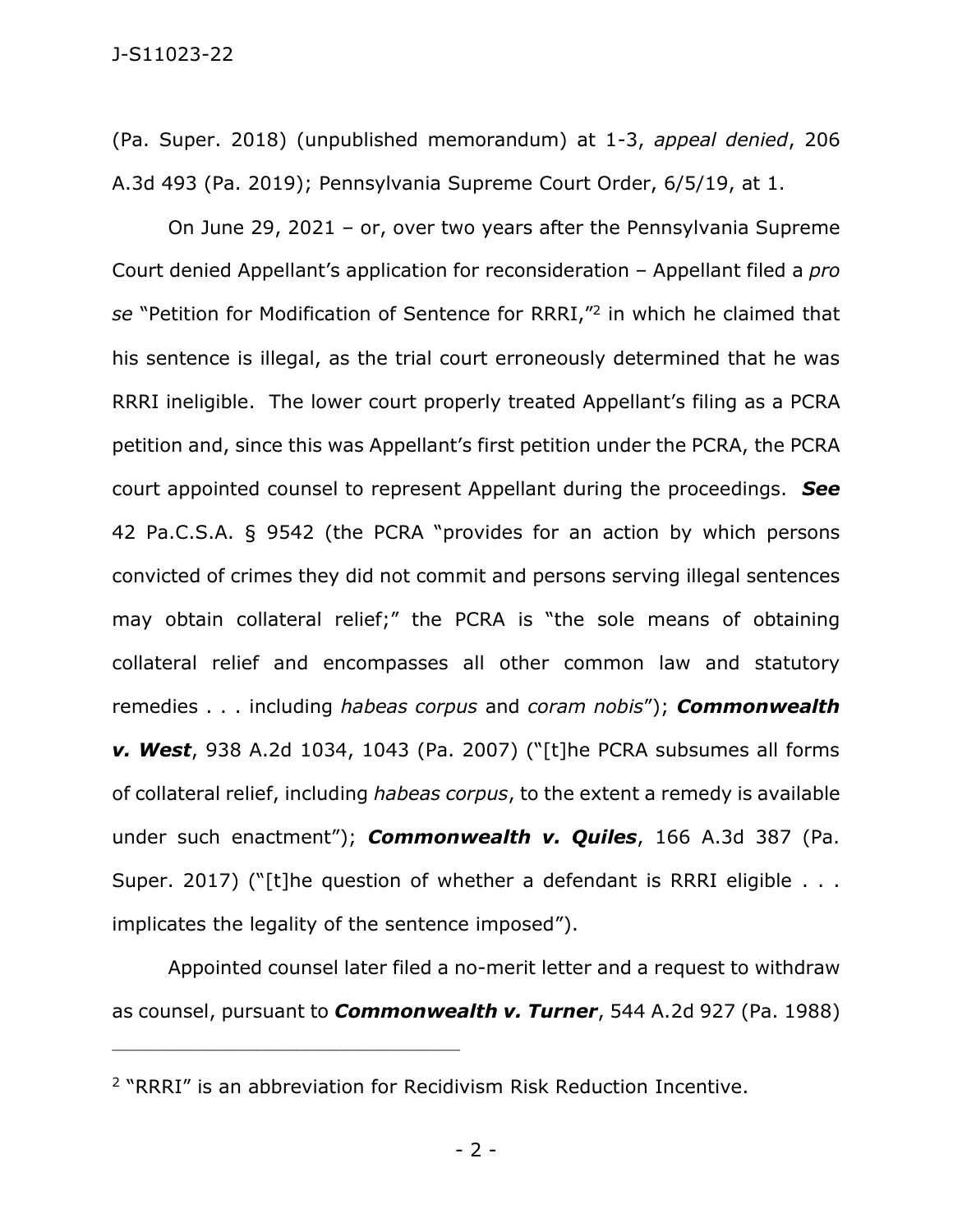(Pa. Super. 2018) (unpublished memorandum) at 1-3, *appeal denied*, 206 A.3d 493 (Pa. 2019); Pennsylvania Supreme Court Order, 6/5/19, at 1.

On June 29, 2021 – or, over two years after the Pennsylvania Supreme Court denied Appellant's application for reconsideration – Appellant filed a *pro se* "Petition for Modification of Sentence for RRRI,"[2] in which he claimed that his sentence is illegal, as the trial court erroneously determined that he was RRRI ineligible. The lower court properly treated Appellant's filing as a PCRA petition and, since this was Appellant's first petition under the PCRA, the PCRA court appointed counsel to represent Appellant during the proceedings. ***See*** 42 Pa.C.S.A. § 9542 (the PCRA "provides for an action by which persons convicted of crimes they did not commit and persons serving illegal sentences may obtain collateral relief;" the PCRA is "the sole means of obtaining collateral relief and encompasses all other common law and statutory remedies . . . including *habeas corpus* and *coram nobis*"); ***Commonwealth v. West***, 938 A.2d 1034, 1043 (Pa. 2007) ("[t]he PCRA subsumes all forms of collateral relief, including *habeas corpus*, to the extent a remedy is available under such enactment"); ***Commonwealth v. Quiles***, 166 A.3d 387 (Pa. Super. 2017) ("[t]he question of whether a defendant is RRRI eligible . . . implicates the legality of the sentence imposed").

Appointed counsel later filed a no-merit letter and a request to withdraw as counsel, pursuant to ***Commonwealth v. Turner***, 544 A.2d 927 (Pa. 1988)

---

[2] "RRRI" is an abbreviation for Recidivism Risk Reduction Incentive.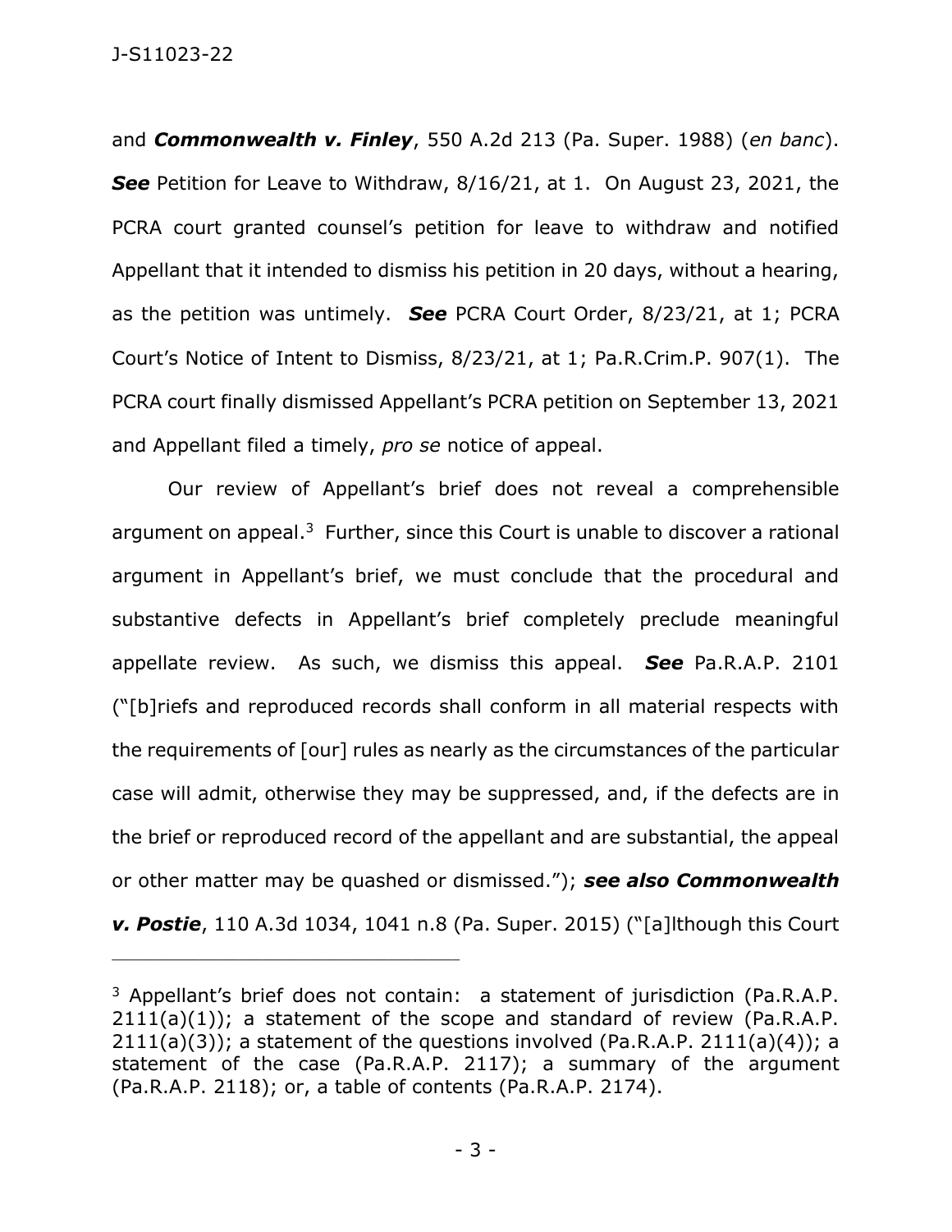and ***Commonwealth v. Finley***, 550 A.2d 213 (Pa. Super. 1988) (*en banc*). ***See*** Petition for Leave to Withdraw, 8/16/21, at 1. On August 23, 2021, the PCRA court granted counsel's petition for leave to withdraw and notified Appellant that it intended to dismiss his petition in 20 days, without a hearing, as the petition was untimely. ***See*** PCRA Court Order, 8/23/21, at 1; PCRA Court's Notice of Intent to Dismiss, 8/23/21, at 1; Pa.R.Crim.P. 907(1). The PCRA court finally dismissed Appellant's PCRA petition on September 13, 2021 and Appellant filed a timely, *pro se* notice of appeal.

Our review of Appellant's brief does not reveal a comprehensible argument on appeal.[3] Further, since this Court is unable to discover a rational argument in Appellant's brief, we must conclude that the procedural and substantive defects in Appellant's brief completely preclude meaningful appellate review. As such, we dismiss this appeal. ***See*** Pa.R.A.P. 2101 ("[b]riefs and reproduced records shall conform in all material respects with the requirements of [our] rules as nearly as the circumstances of the particular case will admit, otherwise they may be suppressed, and, if the defects are in the brief or reproduced record of the appellant and are substantial, the appeal or other matter may be quashed or dismissed."); ***see also Commonwealth v. Postie***, 110 A.3d 1034, 1041 n.8 (Pa. Super. 2015) ("[a]lthough this Court

---

[3] Appellant's brief does not contain: a statement of jurisdiction (Pa.R.A.P. 2111(a)(1)); a statement of the scope and standard of review (Pa.R.A.P. 2111(a)(3)); a statement of the questions involved (Pa.R.A.P. 2111(a)(4)); a statement of the case (Pa.R.A.P. 2117); a summary of the argument (Pa.R.A.P. 2118); or, a table of contents (Pa.R.A.P. 2174).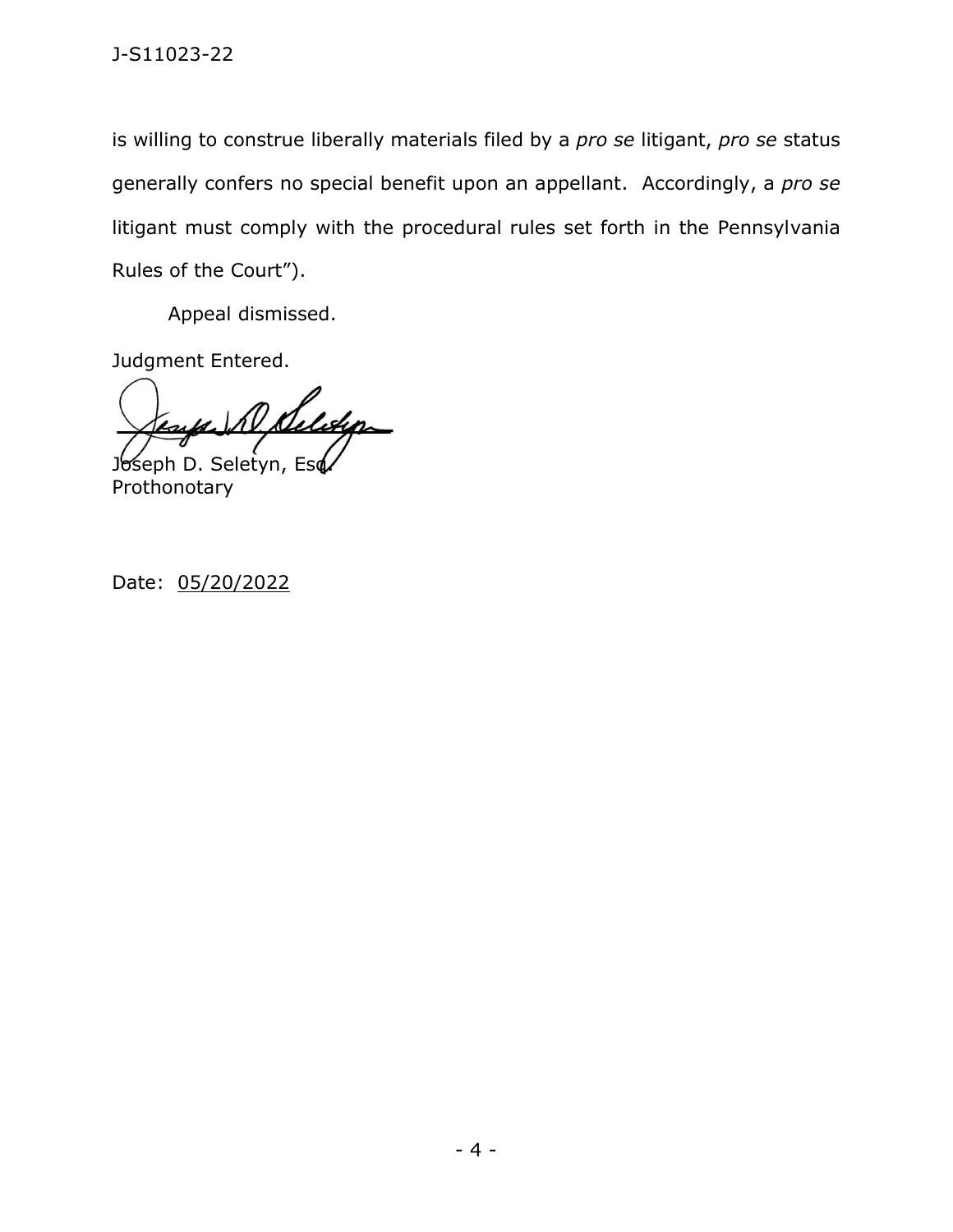is willing to construe liberally materials filed by a *pro se* litigant, *pro se* status generally confers no special benefit upon an appellant. Accordingly, a *pro se* litigant must comply with the procedural rules set forth in the Pennsylvania Rules of the Court").

Appeal dismissed.

Judgment Entered.

Joseph D. Seletyn, Esq.
Prothonotary

Date: 05/20/2022